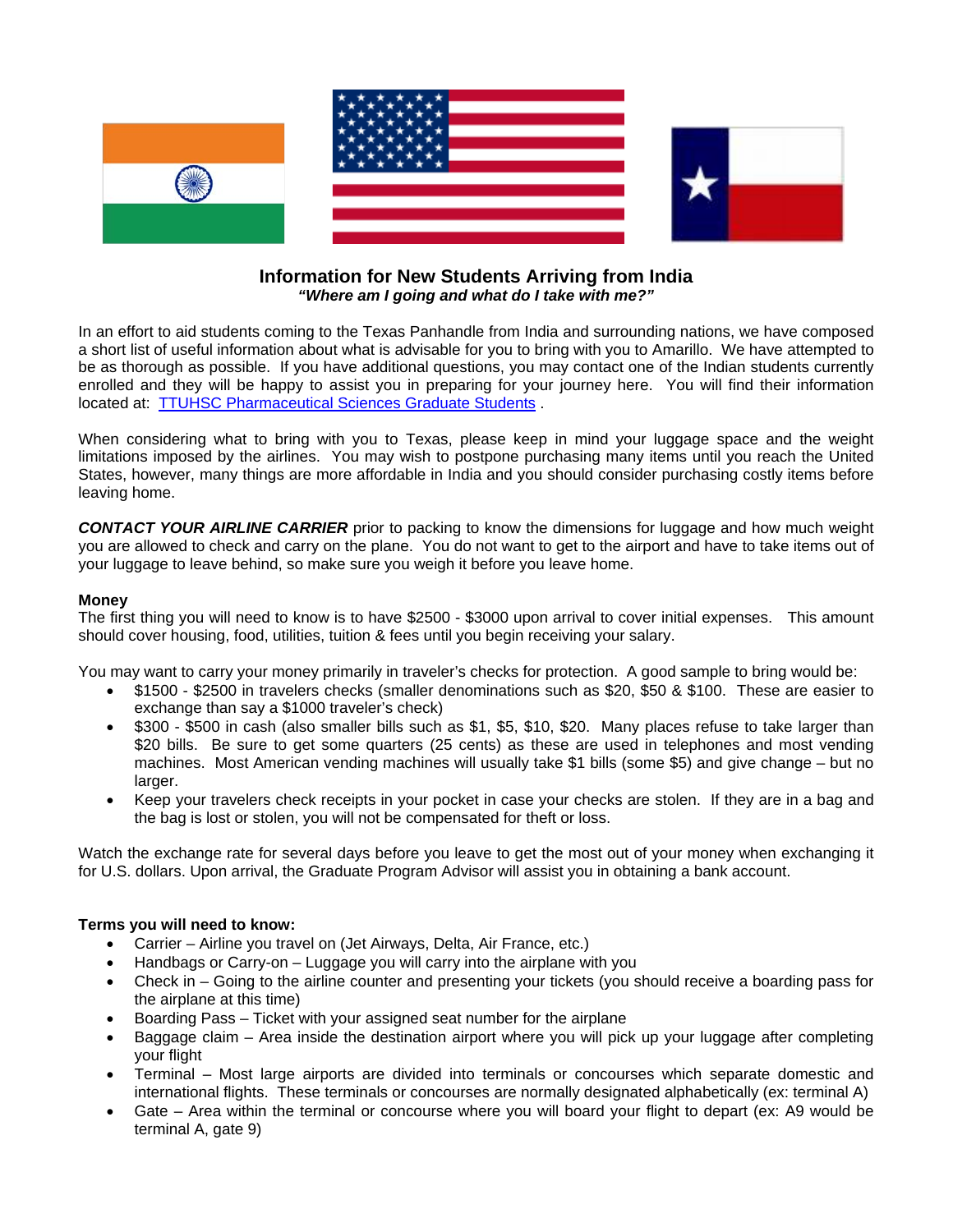# Information for New Students Arriving from India

***"Where am I going and what do I take with me?"***

In an effort to aid students coming to the Texas Panhandle from India and surrounding nations, we have composed a short list of useful information about what is advisable for you to bring with you to Amarillo. We have attempted to be as thorough as possible. If you have additional questions, you may contact one of the Indian students currently enrolled and they will be happy to assist you in preparing for your journey here. You will find their information located at: [TTUHSC Pharmaceutical Sciences Graduate Students](TTUHSC Pharmaceutical Sciences Graduate Students) .

When considering what to bring with you to Texas, please keep in mind your luggage space and the weight limitations imposed by the airlines. You may wish to postpone purchasing many items until you reach the United States, however, many things are more affordable in India and you should consider purchasing costly items before leaving home.

***CONTACT YOUR AIRLINE CARRIER*** prior to packing to know the dimensions for luggage and how much weight you are allowed to check and carry on the plane. You do not want to get to the airport and have to take items out of your luggage to leave behind, so make sure you weigh it before you leave home.

**Money**

The first thing you will need to know is to have $2500 - $3000 upon arrival to cover initial expenses. This amount should cover housing, food, utilities, tuition & fees until you begin receiving your salary.

You may want to carry your money primarily in traveler's checks for protection. A good sample to bring would be:

- $1500 - $2500 in travelers checks (smaller denominations such as $20, $50 & $100. These are easier to exchange than say a $1000 traveler's check)
- $300 - $500 in cash (also smaller bills such as $1, $5, $10, $20. Many places refuse to take larger than $20 bills. Be sure to get some quarters (25 cents) as these are used in telephones and most vending machines. Most American vending machines will usually take $1 bills (some $5) and give change – but no larger.
- Keep your travelers check receipts in your pocket in case your checks are stolen. If they are in a bag and the bag is lost or stolen, you will not be compensated for theft or loss.

Watch the exchange rate for several days before you leave to get the most out of your money when exchanging it for U.S. dollars. Upon arrival, the Graduate Program Advisor will assist you in obtaining a bank account.

**Terms you will need to know:**

- Carrier – Airline you travel on (Jet Airways, Delta, Air France, etc.)
- Handbags or Carry-on – Luggage you will carry into the airplane with you
- Check in – Going to the airline counter and presenting your tickets (you should receive a boarding pass for the airplane at this time)
- Boarding Pass – Ticket with your assigned seat number for the airplane
- Baggage claim – Area inside the destination airport where you will pick up your luggage after completing your flight
- Terminal – Most large airports are divided into terminals or concourses which separate domestic and international flights. These terminals or concourses are normally designated alphabetically (ex: terminal A)
- Gate – Area within the terminal or concourse where you will board your flight to depart (ex: A9 would be terminal A, gate 9)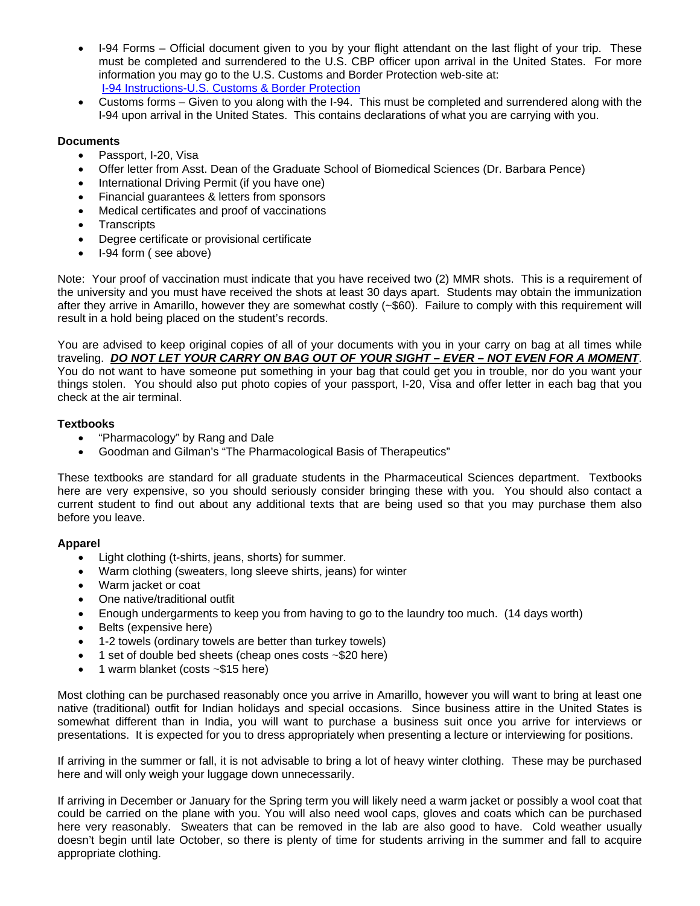- I-94 Forms – Official document given to you by your flight attendant on the last flight of your trip. These must be completed and surrendered to the U.S. CBP officer upon arrival in the United States. For more information you may go to the U.S. Customs and Border Protection web-site at: [I-94 Instructions-U.S. Customs & Border Protection]
- Customs forms – Given to you along with the I-94. This must be completed and surrendered along with the I-94 upon arrival in the United States. This contains declarations of what you are carrying with you.

**Documents**

- Passport, I-20, Visa
- Offer letter from Asst. Dean of the Graduate School of Biomedical Sciences (Dr. Barbara Pence)
- International Driving Permit (if you have one)
- Financial guarantees & letters from sponsors
- Medical certificates and proof of vaccinations
- Transcripts
- Degree certificate or provisional certificate
- I-94 form ( see above)

Note: Your proof of vaccination must indicate that you have received two (2) MMR shots. This is a requirement of the university and you must have received the shots at least 30 days apart. Students may obtain the immunization after they arrive in Amarillo, however they are somewhat costly (~$60). Failure to comply with this requirement will result in a hold being placed on the student's records.

You are advised to keep original copies of all of your documents with you in your carry on bag at all times while traveling. ***DO NOT LET YOUR CARRY ON BAG OUT OF YOUR SIGHT – EVER – NOT EVEN FOR A MOMENT***. You do not want to have someone put something in your bag that could get you in trouble, nor do you want your things stolen. You should also put photo copies of your passport, I-20, Visa and offer letter in each bag that you check at the air terminal.

**Textbooks**

- "Pharmacology" by Rang and Dale
- Goodman and Gilman's "The Pharmacological Basis of Therapeutics"

These textbooks are standard for all graduate students in the Pharmaceutical Sciences department. Textbooks here are very expensive, so you should seriously consider bringing these with you. You should also contact a current student to find out about any additional texts that are being used so that you may purchase them also before you leave.

**Apparel**

- Light clothing (t-shirts, jeans, shorts) for summer.
- Warm clothing (sweaters, long sleeve shirts, jeans) for winter
- Warm jacket or coat
- One native/traditional outfit
- Enough undergarments to keep you from having to go to the laundry too much. (14 days worth)
- Belts (expensive here)
- 1-2 towels (ordinary towels are better than turkey towels)
- 1 set of double bed sheets (cheap ones costs ~$20 here)
- 1 warm blanket (costs ~$15 here)

Most clothing can be purchased reasonably once you arrive in Amarillo, however you will want to bring at least one native (traditional) outfit for Indian holidays and special occasions. Since business attire in the United States is somewhat different than in India, you will want to purchase a business suit once you arrive for interviews or presentations. It is expected for you to dress appropriately when presenting a lecture or interviewing for positions.

If arriving in the summer or fall, it is not advisable to bring a lot of heavy winter clothing. These may be purchased here and will only weigh your luggage down unnecessarily.

If arriving in December or January for the Spring term you will likely need a warm jacket or possibly a wool coat that could be carried on the plane with you. You will also need wool caps, gloves and coats which can be purchased here very reasonably. Sweaters that can be removed in the lab are also good to have. Cold weather usually doesn't begin until late October, so there is plenty of time for students arriving in the summer and fall to acquire appropriate clothing.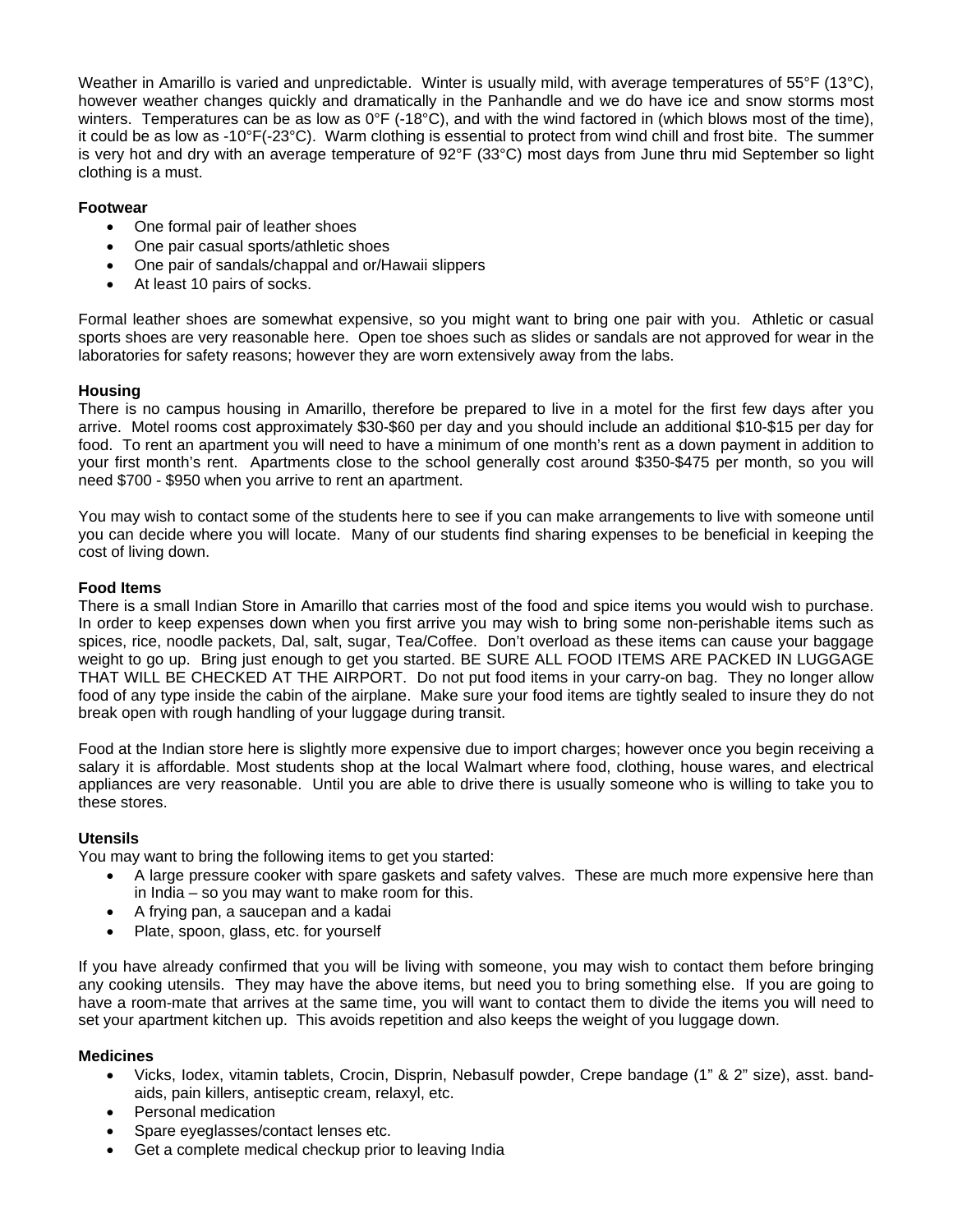Weather in Amarillo is varied and unpredictable. Winter is usually mild, with average temperatures of 55°F (13°C), however weather changes quickly and dramatically in the Panhandle and we do have ice and snow storms most winters. Temperatures can be as low as 0°F (-18°C), and with the wind factored in (which blows most of the time), it could be as low as -10°F(-23°C). Warm clothing is essential to protect from wind chill and frost bite. The summer is very hot and dry with an average temperature of 92°F (33°C) most days from June thru mid September so light clothing is a must.

**Footwear**

- One formal pair of leather shoes
- One pair casual sports/athletic shoes
- One pair of sandals/chappal and or/Hawaii slippers
- At least 10 pairs of socks.

Formal leather shoes are somewhat expensive, so you might want to bring one pair with you. Athletic or casual sports shoes are very reasonable here. Open toe shoes such as slides or sandals are not approved for wear in the laboratories for safety reasons; however they are worn extensively away from the labs.

**Housing**

There is no campus housing in Amarillo, therefore be prepared to live in a motel for the first few days after you arrive. Motel rooms cost approximately $30-$60 per day and you should include an additional $10-$15 per day for food. To rent an apartment you will need to have a minimum of one month's rent as a down payment in addition to your first month's rent. Apartments close to the school generally cost around $350-$475 per month, so you will need $700 - $950 when you arrive to rent an apartment.

You may wish to contact some of the students here to see if you can make arrangements to live with someone until you can decide where you will locate. Many of our students find sharing expenses to be beneficial in keeping the cost of living down.

**Food Items**

There is a small Indian Store in Amarillo that carries most of the food and spice items you would wish to purchase. In order to keep expenses down when you first arrive you may wish to bring some non-perishable items such as spices, rice, noodle packets, Dal, salt, sugar, Tea/Coffee. Don't overload as these items can cause your baggage weight to go up. Bring just enough to get you started. BE SURE ALL FOOD ITEMS ARE PACKED IN LUGGAGE THAT WILL BE CHECKED AT THE AIRPORT. Do not put food items in your carry-on bag. They no longer allow food of any type inside the cabin of the airplane. Make sure your food items are tightly sealed to insure they do not break open with rough handling of your luggage during transit.

Food at the Indian store here is slightly more expensive due to import charges; however once you begin receiving a salary it is affordable. Most students shop at the local Walmart where food, clothing, house wares, and electrical appliances are very reasonable. Until you are able to drive there is usually someone who is willing to take you to these stores.

**Utensils**

You may want to bring the following items to get you started:

- A large pressure cooker with spare gaskets and safety valves. These are much more expensive here than in India – so you may want to make room for this.
- A frying pan, a saucepan and a kadai
- Plate, spoon, glass, etc. for yourself

If you have already confirmed that you will be living with someone, you may wish to contact them before bringing any cooking utensils. They may have the above items, but need you to bring something else. If you are going to have a room-mate that arrives at the same time, you will want to contact them to divide the items you will need to set your apartment kitchen up. This avoids repetition and also keeps the weight of you luggage down.

**Medicines**

- Vicks, Iodex, vitamin tablets, Crocin, Disprin, Nebasulf powder, Crepe bandage (1" & 2" size), asst. band-aids, pain killers, antiseptic cream, relaxyl, etc.
- Personal medication
- Spare eyeglasses/contact lenses etc.
- Get a complete medical checkup prior to leaving India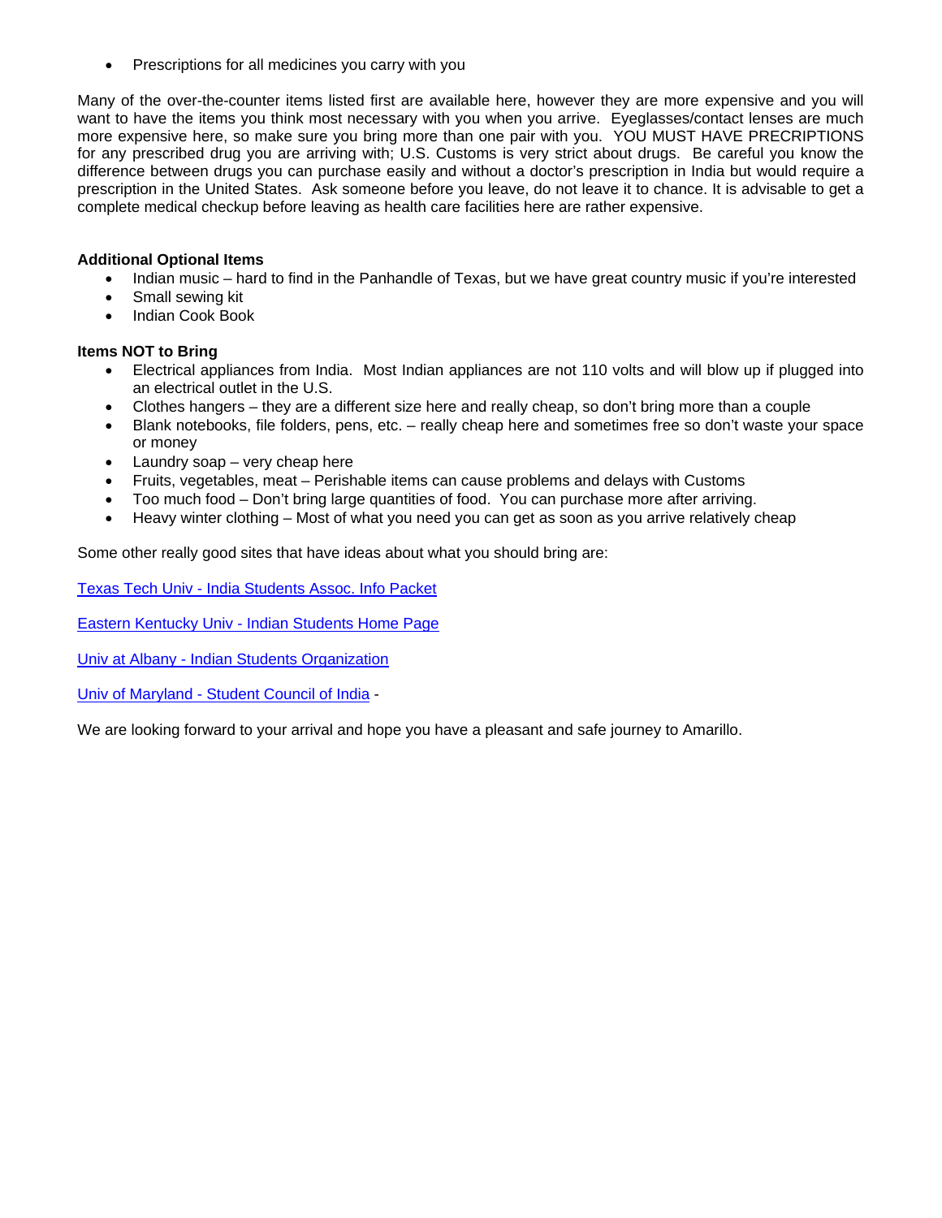- Prescriptions for all medicines you carry with you

Many of the over-the-counter items listed first are available here, however they are more expensive and you will want to have the items you think most necessary with you when you arrive. Eyeglasses/contact lenses are much more expensive here, so make sure you bring more than one pair with you. YOU MUST HAVE PRECRIPTIONS for any prescribed drug you are arriving with; U.S. Customs is very strict about drugs. Be careful you know the difference between drugs you can purchase easily and without a doctor's prescription in India but would require a prescription in the United States. Ask someone before you leave, do not leave it to chance. It is advisable to get a complete medical checkup before leaving as health care facilities here are rather expensive.

**Additional Optional Items**

- Indian music – hard to find in the Panhandle of Texas, but we have great country music if you're interested
- Small sewing kit
- Indian Cook Book

**Items NOT to Bring**

- Electrical appliances from India. Most Indian appliances are not 110 volts and will blow up if plugged into an electrical outlet in the U.S.
- Clothes hangers – they are a different size here and really cheap, so don't bring more than a couple
- Blank notebooks, file folders, pens, etc. – really cheap here and sometimes free so don't waste your space or money
- Laundry soap – very cheap here
- Fruits, vegetables, meat – Perishable items can cause problems and delays with Customs
- Too much food – Don't bring large quantities of food. You can purchase more after arriving.
- Heavy winter clothing – Most of what you need you can get as soon as you arrive relatively cheap

Some other really good sites that have ideas about what you should bring are:

Texas Tech Univ - India Students Assoc. Info Packet

Eastern Kentucky Univ - Indian Students Home Page

Univ at Albany - Indian Students Organization

Univ of Maryland - Student Council of India -

We are looking forward to your arrival and hope you have a pleasant and safe journey to Amarillo.